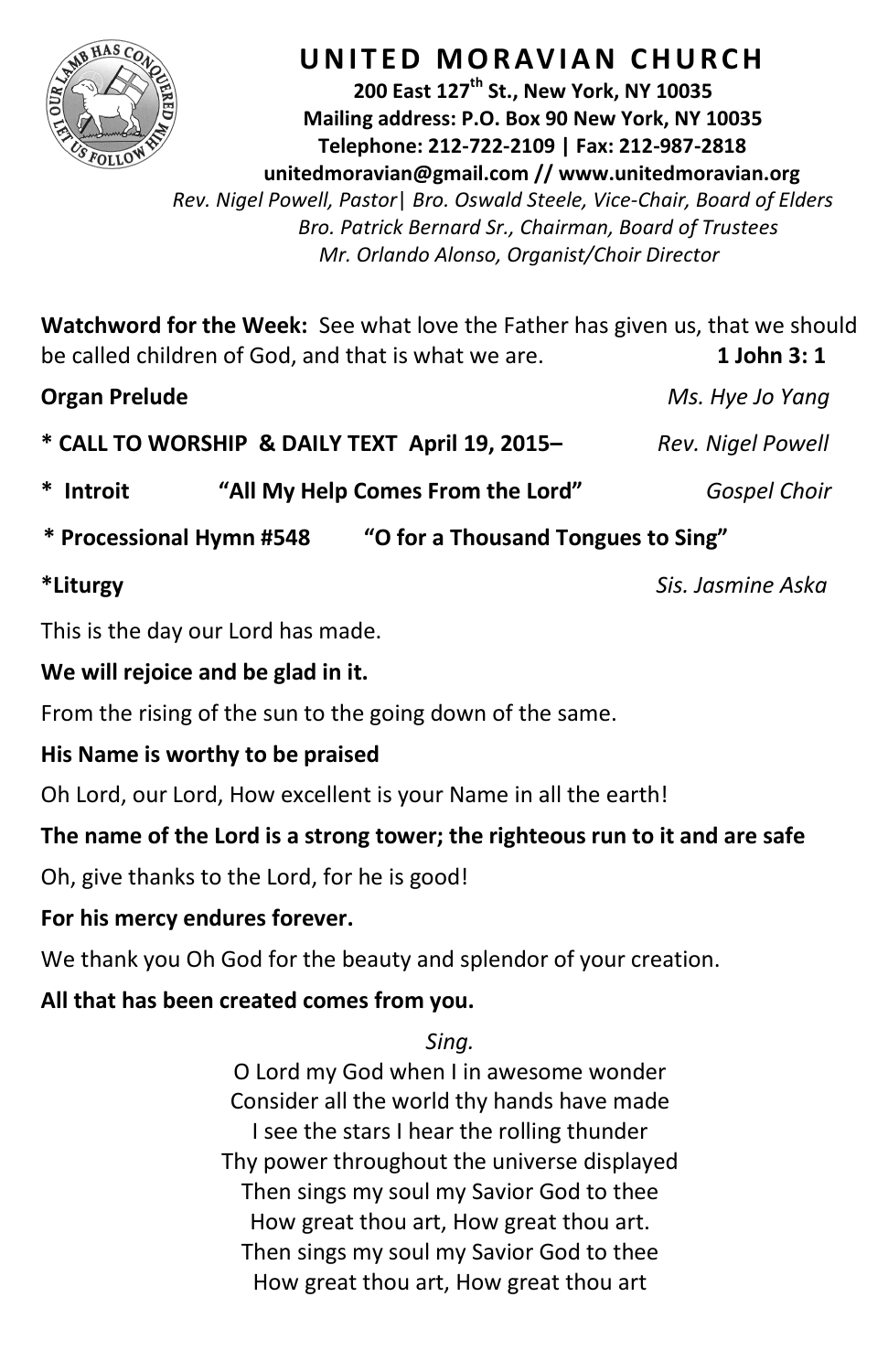# UNITED MORAVIAN CHURCH

**200 East 127th St., New York, NY 10035**
**Mailing address: P.O. Box 90 New York, NY 10035**
**Telephone: 212-722-2109 | Fax: 212-987-2818**
**unitedmoravian@gmail.com // www.unitedmoravian.org**

*Rev. Nigel Powell, Pastor| Bro. Oswald Steele, Vice-Chair, Board of Elders*
*Bro. Patrick Bernard Sr., Chairman, Board of Trustees*
*Mr. Orlando Alonso, Organist/Choir Director*

**Watchword for the Week:** See what love the Father has given us, that we should be called children of God, and that is what we are. **1 John 3: 1**

**Organ Prelude** *Ms. Hye Jo Yang*

**\* CALL TO WORSHIP & DAILY TEXT April 19, 2015–** *Rev. Nigel Powell*

**\* Introit "All My Help Comes From the Lord"** *Gospel Choir*

**\* Processional Hymn #548 "O for a Thousand Tongues to Sing"**

**\*Liturgy** *Sis. Jasmine Aska*

This is the day our Lord has made.

**We will rejoice and be glad in it.**

From the rising of the sun to the going down of the same.

**His Name is worthy to be praised**

Oh Lord, our Lord, How excellent is your Name in all the earth!

**The name of the Lord is a strong tower; the righteous run to it and are safe**

Oh, give thanks to the Lord, for he is good!

**For his mercy endures forever.**

We thank you Oh God for the beauty and splendor of your creation.

**All that has been created comes from you.**

*Sing.*

O Lord my God when I in awesome wonder
Consider all the world thy hands have made
I see the stars I hear the rolling thunder
Thy power throughout the universe displayed
Then sings my soul my Savior God to thee
How great thou art, How great thou art.
Then sings my soul my Savior God to thee
How great thou art, How great thou art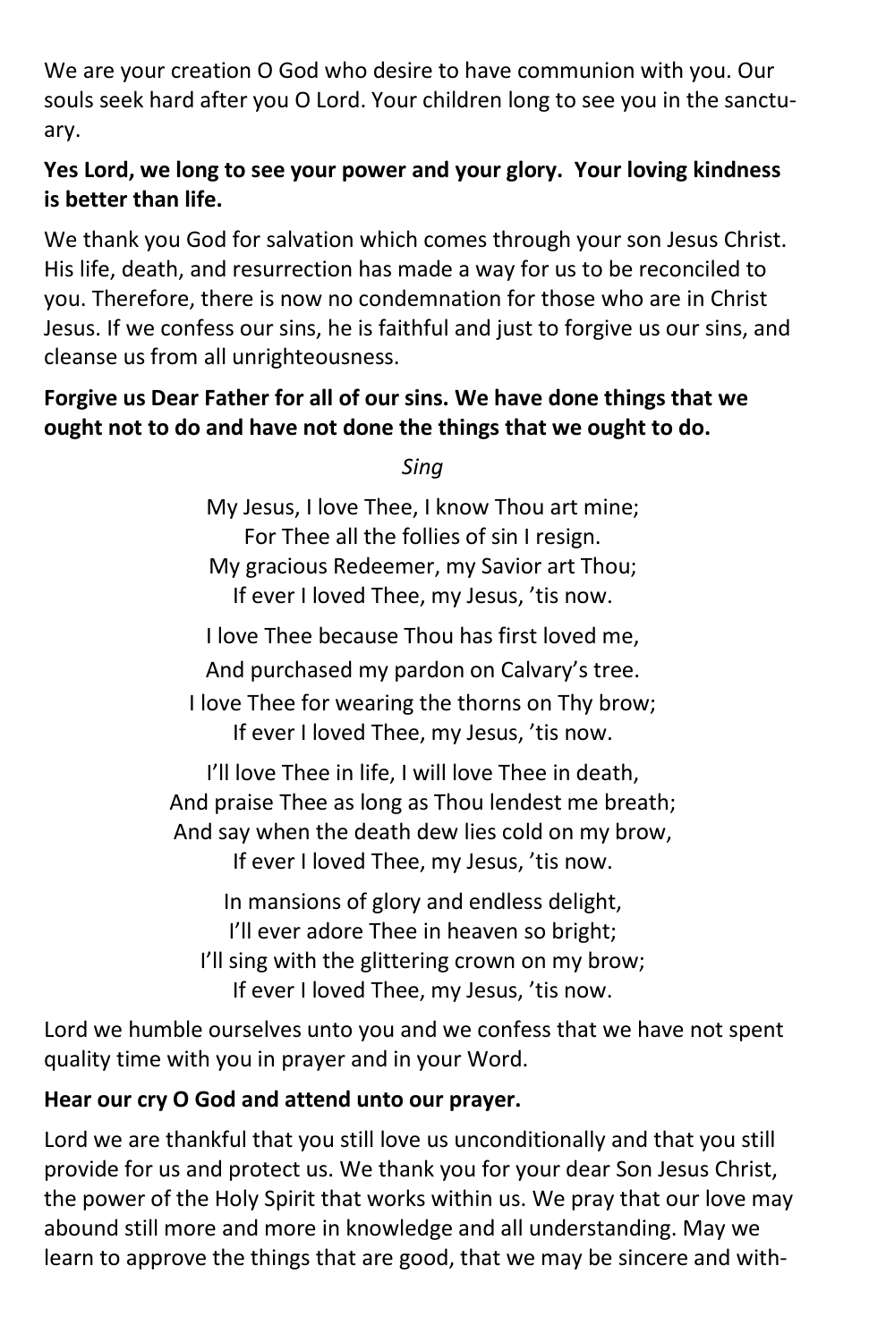We are your creation O God who desire to have communion with you. Our souls seek hard after you O Lord. Your children long to see you in the sanctuary.

**Yes Lord, we long to see your power and your glory. Your loving kindness is better than life.**

We thank you God for salvation which comes through your son Jesus Christ. His life, death, and resurrection has made a way for us to be reconciled to you. Therefore, there is now no condemnation for those who are in Christ Jesus. If we confess our sins, he is faithful and just to forgive us our sins, and cleanse us from all unrighteousness.

**Forgive us Dear Father for all of our sins. We have done things that we ought not to do and have not done the things that we ought to do.**

*Sing*

My Jesus, I love Thee, I know Thou art mine;
For Thee all the follies of sin I resign.
My gracious Redeemer, my Savior art Thou;
If ever I loved Thee, my Jesus, 'tis now.

I love Thee because Thou has first loved me,
And purchased my pardon on Calvary's tree.
I love Thee for wearing the thorns on Thy brow;
If ever I loved Thee, my Jesus, 'tis now.

I'll love Thee in life, I will love Thee in death,
And praise Thee as long as Thou lendest me breath;
And say when the death dew lies cold on my brow,
If ever I loved Thee, my Jesus, 'tis now.

In mansions of glory and endless delight,
I'll ever adore Thee in heaven so bright;
I'll sing with the glittering crown on my brow;
If ever I loved Thee, my Jesus, 'tis now.

Lord we humble ourselves unto you and we confess that we have not spent quality time with you in prayer and in your Word.

**Hear our cry O God and attend unto our prayer.**

Lord we are thankful that you still love us unconditionally and that you still provide for us and protect us. We thank you for your dear Son Jesus Christ, the power of the Holy Spirit that works within us. We pray that our love may abound still more and more in knowledge and all understanding. May we learn to approve the things that are good, that we may be sincere and with-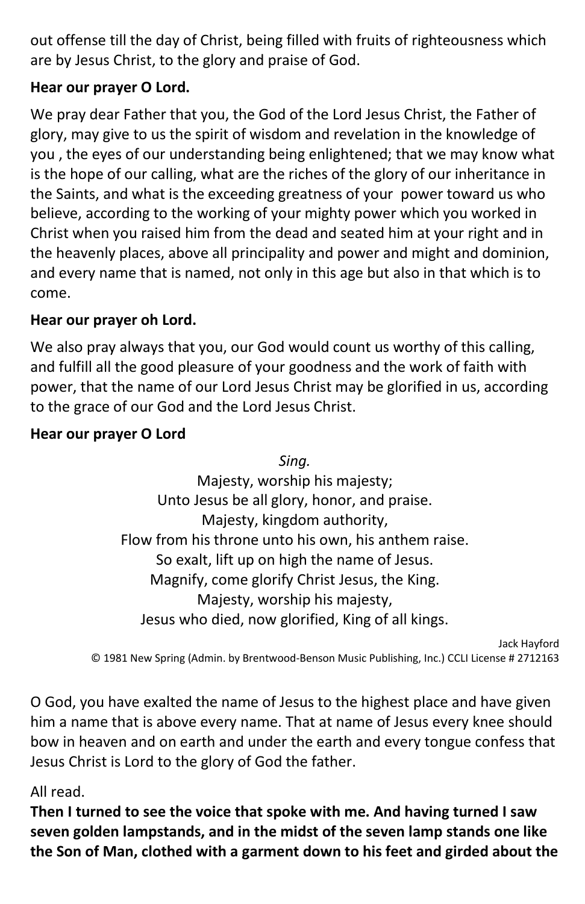out offense till the day of Christ, being filled with fruits of righteousness which are by Jesus Christ, to the glory and praise of God.

**Hear our prayer O Lord.**

We pray dear Father that you, the God of the Lord Jesus Christ, the Father of glory, may give to us the spirit of wisdom and revelation in the knowledge of you , the eyes of our understanding being enlightened; that we may know what is the hope of our calling, what are the riches of the glory of our inheritance in the Saints, and what is the exceeding greatness of your power toward us who believe, according to the working of your mighty power which you worked in Christ when you raised him from the dead and seated him at your right and in the heavenly places, above all principality and power and might and dominion, and every name that is named, not only in this age but also in that which is to come.

**Hear our prayer oh Lord.**

We also pray always that you, our God would count us worthy of this calling, and fulfill all the good pleasure of your goodness and the work of faith with power, that the name of our Lord Jesus Christ may be glorified in us, according to the grace of our God and the Lord Jesus Christ.

**Hear our prayer O Lord**

*Sing.*

Majesty, worship his majesty;
Unto Jesus be all glory, honor, and praise.
Majesty, kingdom authority,
Flow from his throne unto his own, his anthem raise.
So exalt, lift up on high the name of Jesus.
Magnify, come glorify Christ Jesus, the King.
Majesty, worship his majesty,
Jesus who died, now glorified, King of all kings.

Jack Hayford
© 1981 New Spring (Admin. by Brentwood-Benson Music Publishing, Inc.) CCLI License # 2712163

O God, you have exalted the name of Jesus to the highest place and have given him a name that is above every name. That at name of Jesus every knee should bow in heaven and on earth and under the earth and every tongue confess that Jesus Christ is Lord to the glory of God the father.

All read.

**Then I turned to see the voice that spoke with me. And having turned I saw seven golden lampstands, and in the midst of the seven lamp stands one like the Son of Man, clothed with a garment down to his feet and girded about the**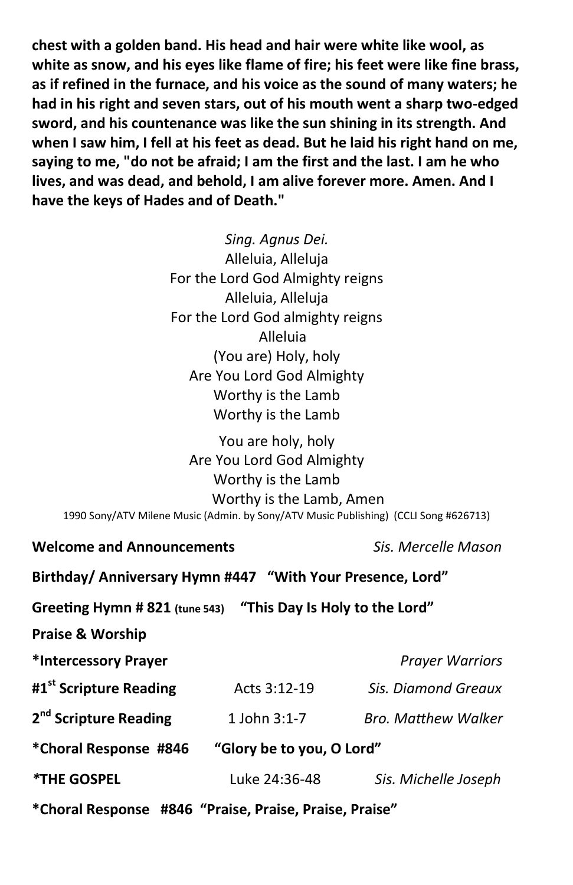**chest with a golden band. His head and hair were white like wool, as white as snow, and his eyes like flame of fire; his feet were like fine brass, as if refined in the furnace, and his voice as the sound of many waters; he had in his right and seven stars, out of his mouth went a sharp two-edged sword, and his countenance was like the sun shining in its strength. And when I saw him, I fell at his feet as dead. But he laid his right hand on me, saying to me, "do not be afraid; I am the first and the last. I am he who lives, and was dead, and behold, I am alive forever more. Amen. And I have the keys of Hades and of Death."**

*Sing. Agnus Dei.*
Alleluia, Alleluja
For the Lord God Almighty reigns
Alleluia, Alleluja
For the Lord God almighty reigns
Alleluia
(You are) Holy, holy
Are You Lord God Almighty
Worthy is the Lamb
Worthy is the Lamb

You are holy, holy
Are You Lord God Almighty
Worthy is the Lamb
Worthy is the Lamb, Amen

1990 Sony/ATV Milene Music (Admin. by Sony/ATV Music Publishing) (CCLI Song #626713)

**Welcome and Announcements** — *Sis. Mercelle Mason*

**Birthday/ Anniversary Hymn #447 "With Your Presence, Lord"**

**Greeting Hymn # 821 (tune 543) "This Day Is Holy to the Lord"**

**Praise & Worship**

**\*Intercessory Prayer** — *Prayer Warriors*

**#1st Scripture Reading** — Acts 3:12-19 — *Sis. Diamond Greaux*

**2nd Scripture Reading** — 1 John 3:1-7 — *Bro. Matthew Walker*

**\*Choral Response #846 "Glory be to you, O Lord"**

***THE GOSPEL** — Luke 24:36-48 — *Sis. Michelle Joseph*

**\*Choral Response #846 "Praise, Praise, Praise, Praise"**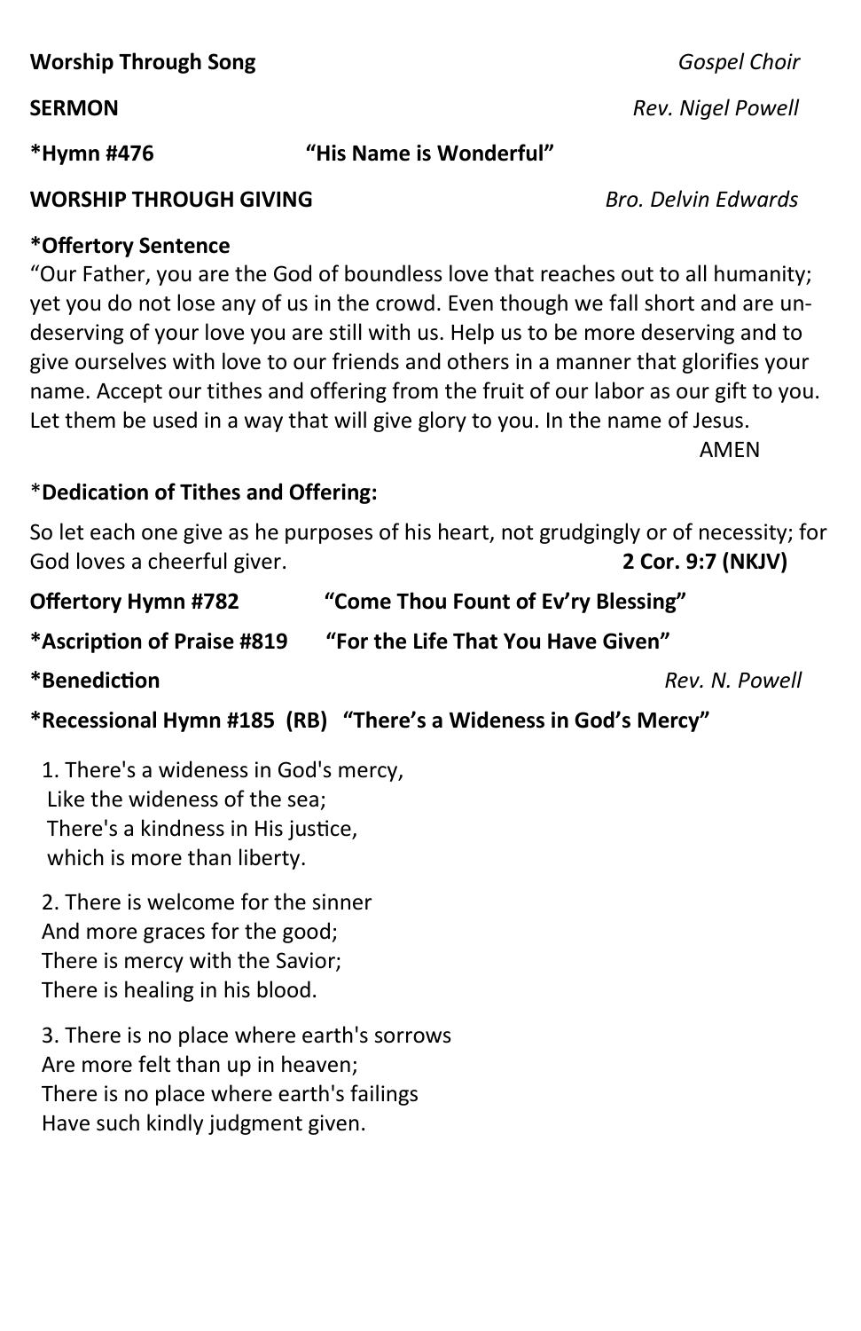**Worship Through Song** *Gospel Choir*

**SERMON** *Rev. Nigel Powell*

**\*Hymn #476** **"His Name is Wonderful"**

**WORSHIP THROUGH GIVING** *Bro. Delvin Edwards*

**\*Offertory Sentence**

"Our Father, you are the God of boundless love that reaches out to all humanity; yet you do not lose any of us in the crowd. Even though we fall short and are undeserving of your love you are still with us. Help us to be more deserving and to give ourselves with love to our friends and others in a manner that glorifies your name. Accept our tithes and offering from the fruit of our labor as our gift to you. Let them be used in a way that will give glory to you. In the name of Jesus.

AMEN

\***Dedication of Tithes and Offering:**

So let each one give as he purposes of his heart, not grudgingly or of necessity; for God loves a cheerful giver. **2 Cor. 9:7 (NKJV)**

**Offertory Hymn #782** **"Come Thou Fount of Ev'ry Blessing"**

**\*Ascription of Praise #819** **"For the Life That You Have Given"**

**\*Benediction** *Rev. N. Powell*

**\*Recessional Hymn #185 (RB) "There's a Wideness in God's Mercy"**

1. There's a wideness in God's mercy,
Like the wideness of the sea;
There's a kindness in His justice,
which is more than liberty.

2. There is welcome for the sinner
And more graces for the good;
There is mercy with the Savior;
There is healing in his blood.

3. There is no place where earth's sorrows
Are more felt than up in heaven;
There is no place where earth's failings
Have such kindly judgment given.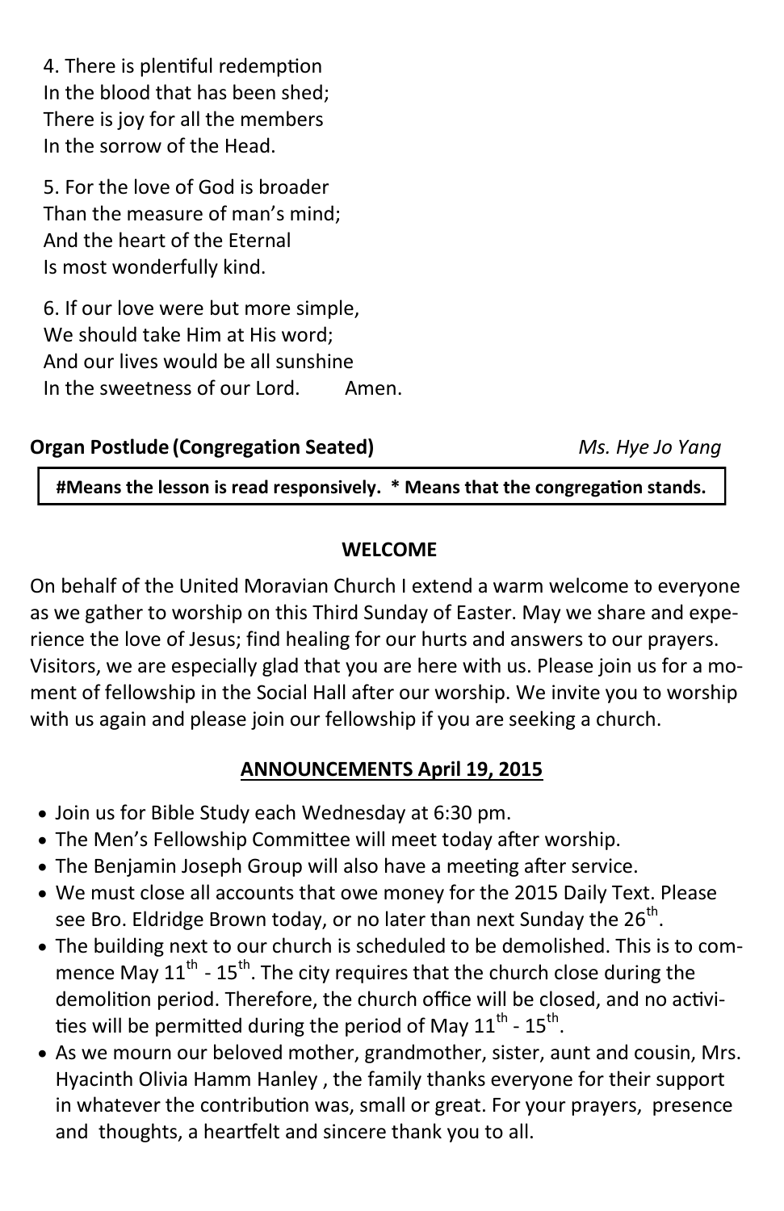4. There is plentiful redemption
In the blood that has been shed;
There is joy for all the members
In the sorrow of the Head.

5. For the love of God is broader
Than the measure of man's mind;
And the heart of the Eternal
Is most wonderfully kind.

6. If our love were but more simple,
We should take Him at His word;
And our lives would be all sunshine
In the sweetness of our Lord. Amen.

**Organ Postlude (Congregation Seated)** *Ms. Hye Jo Yang*

**#Means the lesson is read responsively. * Means that the congregation stands.**

**WELCOME**

On behalf of the United Moravian Church I extend a warm welcome to everyone as we gather to worship on this Third Sunday of Easter. May we share and experience the love of Jesus; find healing for our hurts and answers to our prayers. Visitors, we are especially glad that you are here with us. Please join us for a moment of fellowship in the Social Hall after our worship. We invite you to worship with us again and please join our fellowship if you are seeking a church.

**ANNOUNCEMENTS April 19, 2015**

- Join us for Bible Study each Wednesday at 6:30 pm.
- The Men's Fellowship Committee will meet today after worship.
- The Benjamin Joseph Group will also have a meeting after service.
- We must close all accounts that owe money for the 2015 Daily Text. Please see Bro. Eldridge Brown today, or no later than next Sunday the 26th.
- The building next to our church is scheduled to be demolished. This is to commence May 11th - 15th. The city requires that the church close during the demolition period. Therefore, the church office will be closed, and no activities will be permitted during the period of May 11th - 15th.
- As we mourn our beloved mother, grandmother, sister, aunt and cousin, Mrs. Hyacinth Olivia Hamm Hanley , the family thanks everyone for their support in whatever the contribution was, small or great. For your prayers, presence and thoughts, a heartfelt and sincere thank you to all.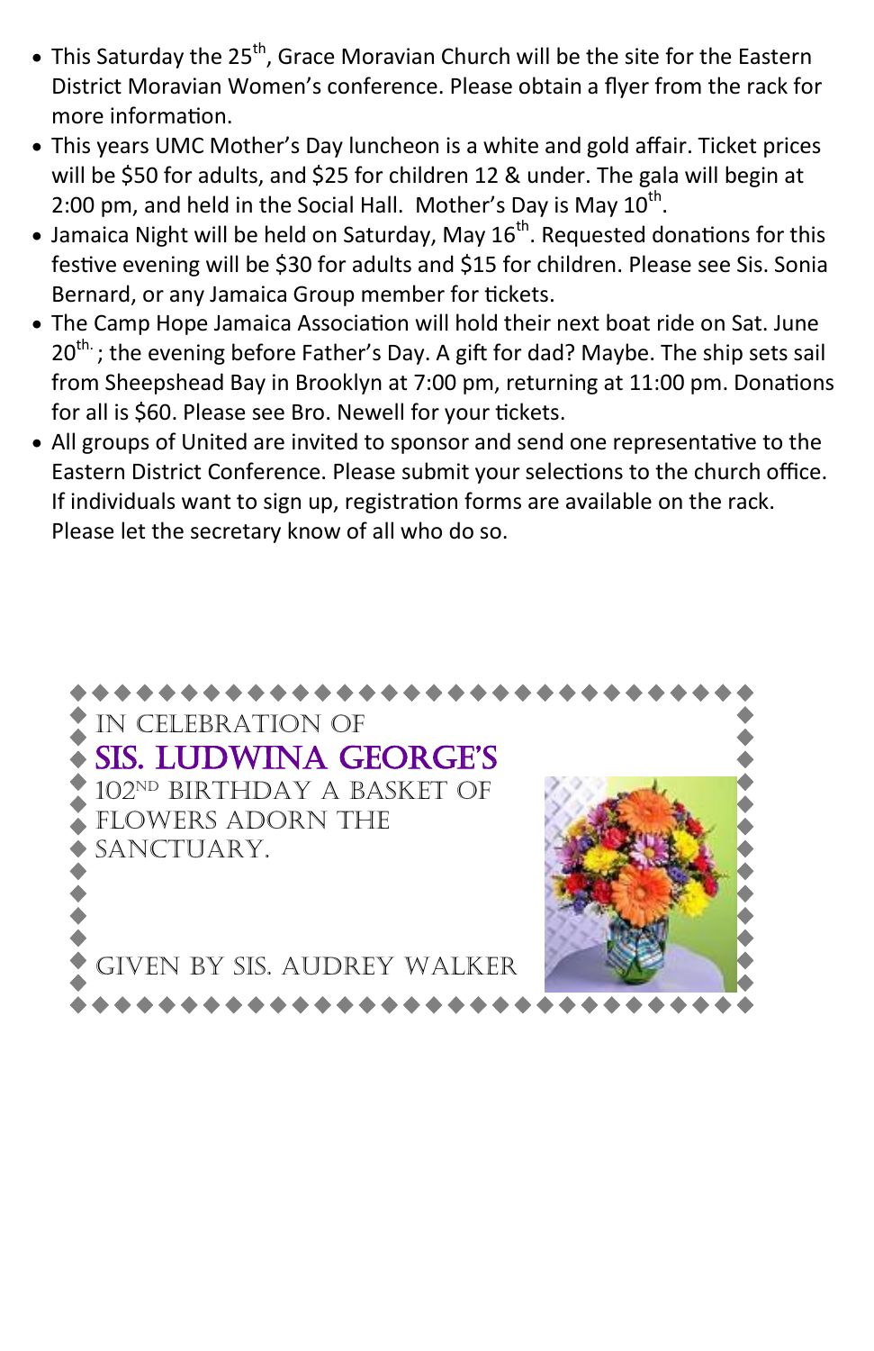- This Saturday the 25th, Grace Moravian Church will be the site for the Eastern District Moravian Women's conference. Please obtain a flyer from the rack for more information.
- This years UMC Mother's Day luncheon is a white and gold affair. Ticket prices will be $50 for adults, and $25 for children 12 & under. The gala will begin at 2:00 pm, and held in the Social Hall. Mother's Day is May 10th.
- Jamaica Night will be held on Saturday, May 16th. Requested donations for this festive evening will be $30 for adults and $15 for children. Please see Sis. Sonia Bernard, or any Jamaica Group member for tickets.
- The Camp Hope Jamaica Association will hold their next boat ride on Sat. June 20th.; the evening before Father's Day. A gift for dad? Maybe. The ship sets sail from Sheepshead Bay in Brooklyn at 7:00 pm, returning at 11:00 pm. Donations for all is $60. Please see Bro. Newell for your tickets.
- All groups of United are invited to sponsor and send one representative to the Eastern District Conference. Please submit your selections to the church office. If individuals want to sign up, registration forms are available on the rack. Please let the secretary know of all who do so.

IN CELEBRATION OF

**SIS. LUDWINA GEORGE'S**

102ND BIRTHDAY A BASKET OF FLOWERS ADORN THE SANCTUARY.

GIVEN BY SIS. AUDREY WALKER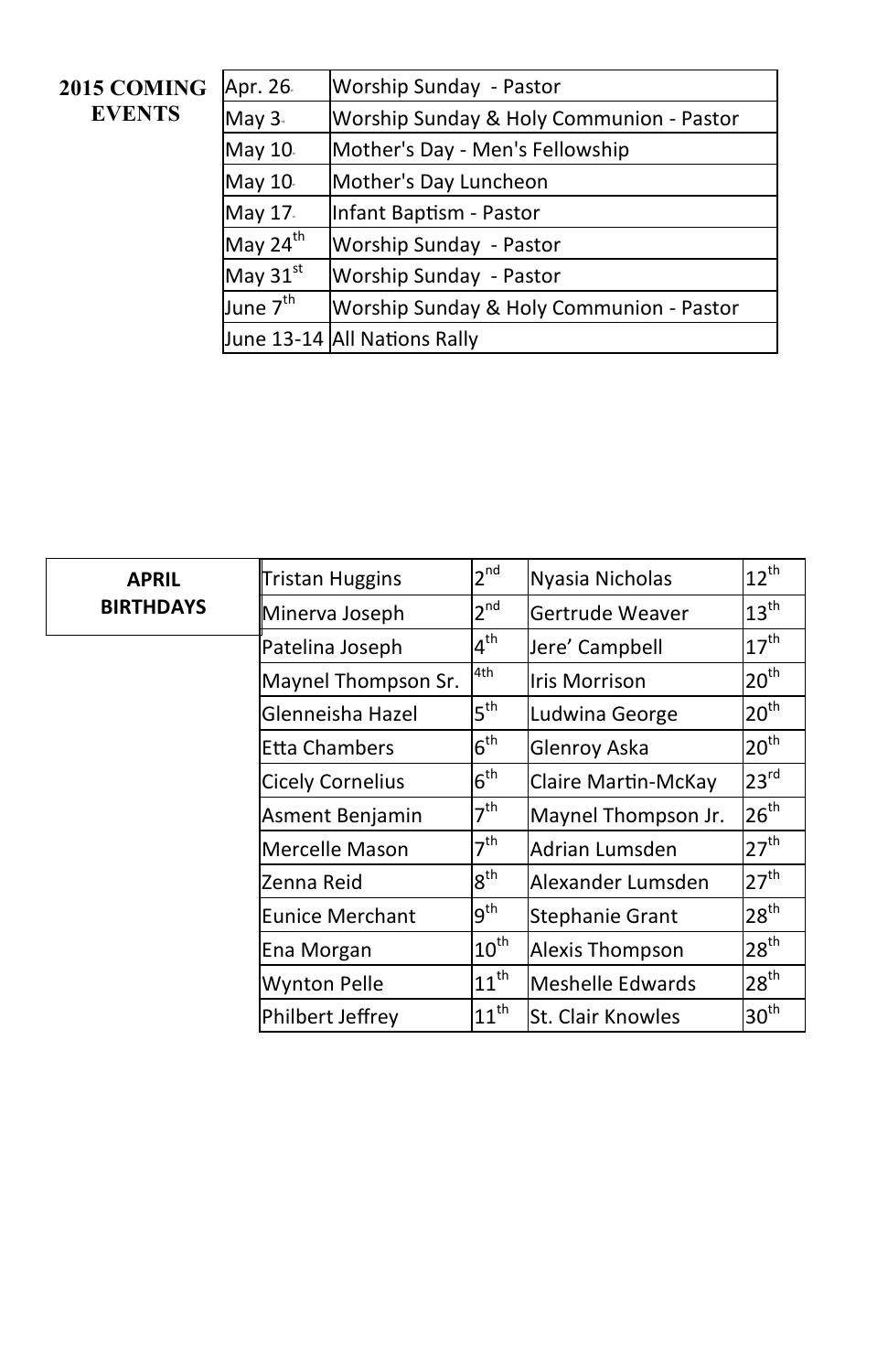## 2015 COMING EVENTS

| Date | Event |
|---|---|
| Apr. 26 | Worship Sunday - Pastor |
| May 3 | Worship Sunday & Holy Communion - Pastor |
| May 10 | Mother's Day - Men's Fellowship |
| May 10 | Mother's Day Luncheon |
| May 17 | Infant Baptism - Pastor |
| May 24th | Worship Sunday - Pastor |
| May 31st | Worship Sunday - Pastor |
| June 7th | Worship Sunday & Holy Communion - Pastor |
| June 13-14 | All Nations Rally |

## APRIL BIRTHDAYS

| Name | Date | Name | Date |
|---|---|---|---|
| Tristan Huggins | 2nd | Nyasia Nicholas | 12th |
| Minerva Joseph | 2nd | Gertrude Weaver | 13th |
| Patelina Joseph | 4th | Jere' Campbell | 17th |
| Maynel Thompson Sr. | 4th | Iris Morrison | 20th |
| Glenneisha Hazel | 5th | Ludwina George | 20th |
| Etta Chambers | 6th | Glenroy Aska | 20th |
| Cicely Cornelius | 6th | Claire Martin-McKay | 23rd |
| Asment Benjamin | 7th | Maynel Thompson Jr. | 26th |
| Mercelle Mason | 7th | Adrian Lumsden | 27th |
| Zenna Reid | 8th | Alexander Lumsden | 27th |
| Eunice Merchant | 9th | Stephanie Grant | 28th |
| Ena Morgan | 10th | Alexis Thompson | 28th |
| Wynton Pelle | 11th | Meshelle Edwards | 28th |
| Philbert Jeffrey | 11th | St. Clair Knowles | 30th |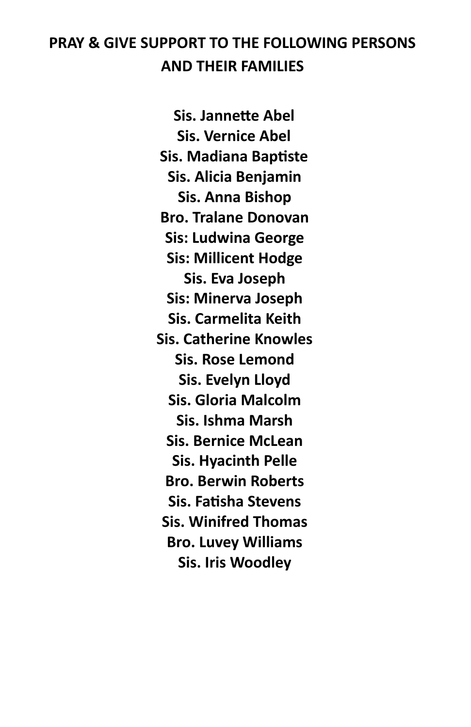**PRAY & GIVE SUPPORT TO THE FOLLOWING PERSONS AND THEIR FAMILIES**

**Sis. Jannette Abel**
**Sis. Vernice Abel**
**Sis. Madiana Baptiste**
**Sis. Alicia Benjamin**
**Sis. Anna Bishop**
**Bro. Tralane Donovan**
**Sis: Ludwina George**
**Sis: Millicent Hodge**
**Sis. Eva Joseph**
**Sis: Minerva Joseph**
**Sis. Carmelita Keith**
**Sis. Catherine Knowles**
**Sis. Rose Lemond**
**Sis. Evelyn Lloyd**
**Sis. Gloria Malcolm**
**Sis. Ishma Marsh**
**Sis. Bernice McLean**
**Sis. Hyacinth Pelle**
**Bro. Berwin Roberts**
**Sis. Fatisha Stevens**
**Sis. Winifred Thomas**
**Bro. Luvey Williams**
**Sis. Iris Woodley**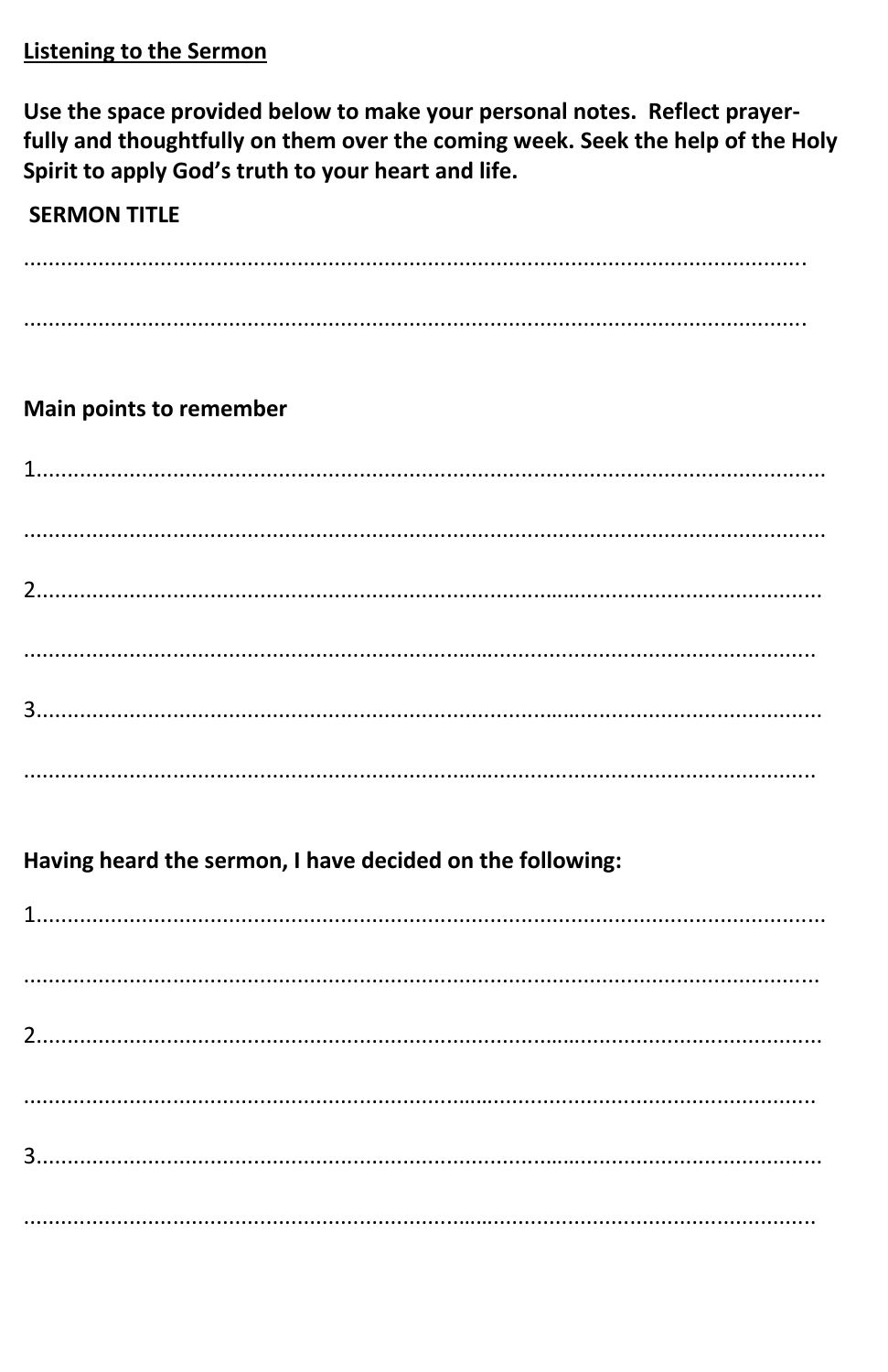**Listening to the Sermon**

**Use the space provided below to make your personal notes. Reflect prayer-fully and thoughtfully on them over the coming week. Seek the help of the Holy Spirit to apply God's truth to your heart and life.**

**SERMON TITLE**

…………………………………………………………………………………………………………………

…………………………………………………………………………………………………………………

**Main points to remember**

1…………………………………………………………………………………………………………………

…………………………………………………………………………………………………………………

2…………………………………………………………………………………………………………………

…………………………………………………………………………………………………………………

3…………………………………………………………………………………………………………………

…………………………………………………………………………………………………………………

**Having heard the sermon, I have decided on the following:**

1…………………………………………………………………………………………………………………

…………………………………………………………………………………………………………………

2…………………………………………………………………………………………………………………

…………………………………………………………………………………………………………………

3…………………………………………………………………………………………………………………

…………………………………………………………………………………………………………………